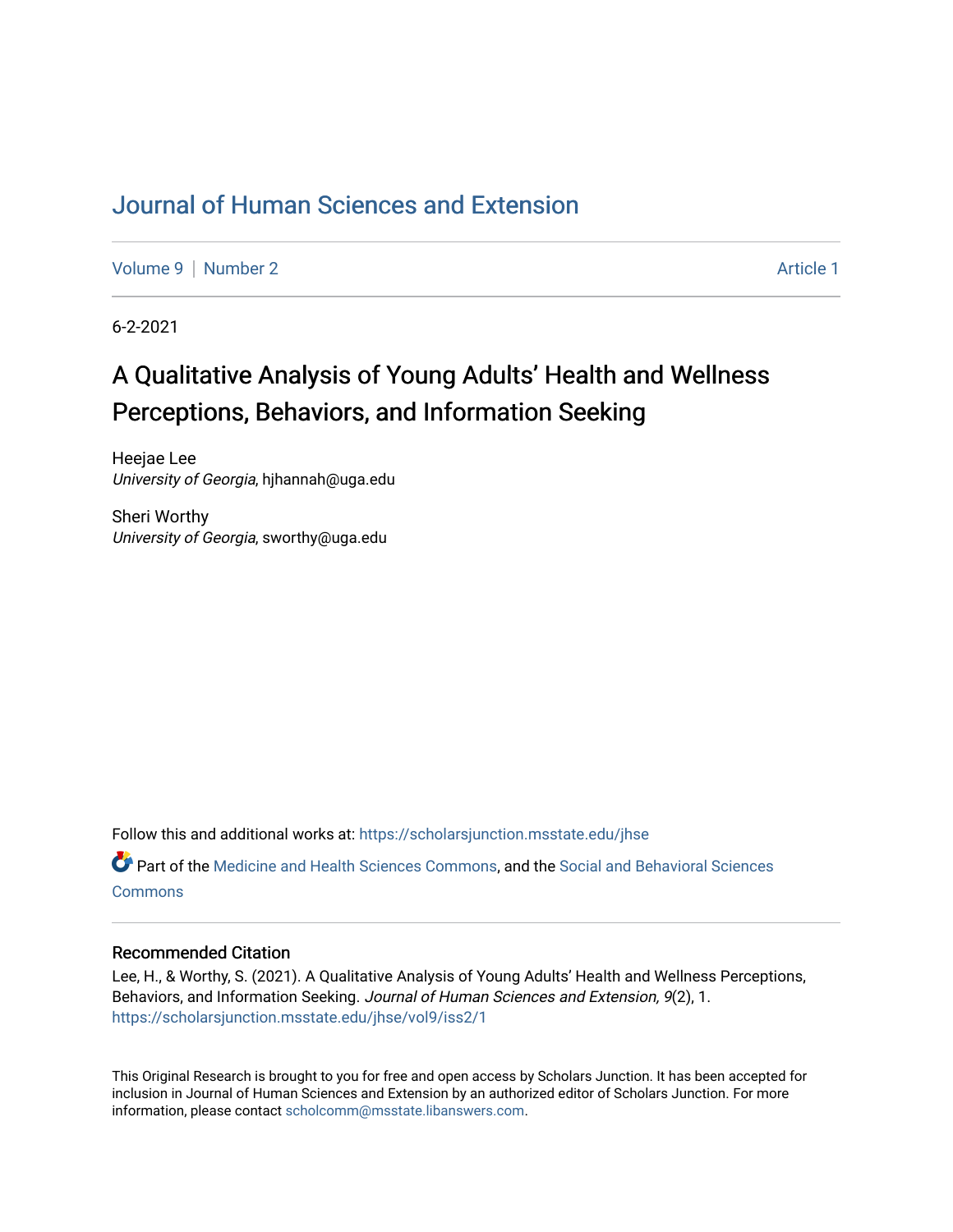# Journal of Human Sciences and Extension

Volume 9 | Number 2 Article 1

6-2-2021

## A Qualitative Analysis of Young Adults' Health and Wellness Perceptions, Behaviors, and Information Seeking

Heejae Lee
*University of Georgia*, hjhannah@uga.edu

Sheri Worthy
*University of Georgia*, sworthy@uga.edu

Follow this and additional works at: https://scholarsjunction.msstate.edu/jhse

Part of the Medicine and Health Sciences Commons, and the Social and Behavioral Sciences Commons

### Recommended Citation

Lee, H., & Worthy, S. (2021). A Qualitative Analysis of Young Adults' Health and Wellness Perceptions, Behaviors, and Information Seeking. *Journal of Human Sciences and Extension, 9*(2), 1. https://scholarsjunction.msstate.edu/jhse/vol9/iss2/1

This Original Research is brought to you for free and open access by Scholars Junction. It has been accepted for inclusion in Journal of Human Sciences and Extension by an authorized editor of Scholars Junction. For more information, please contact scholcomm@msstate.libanswers.com.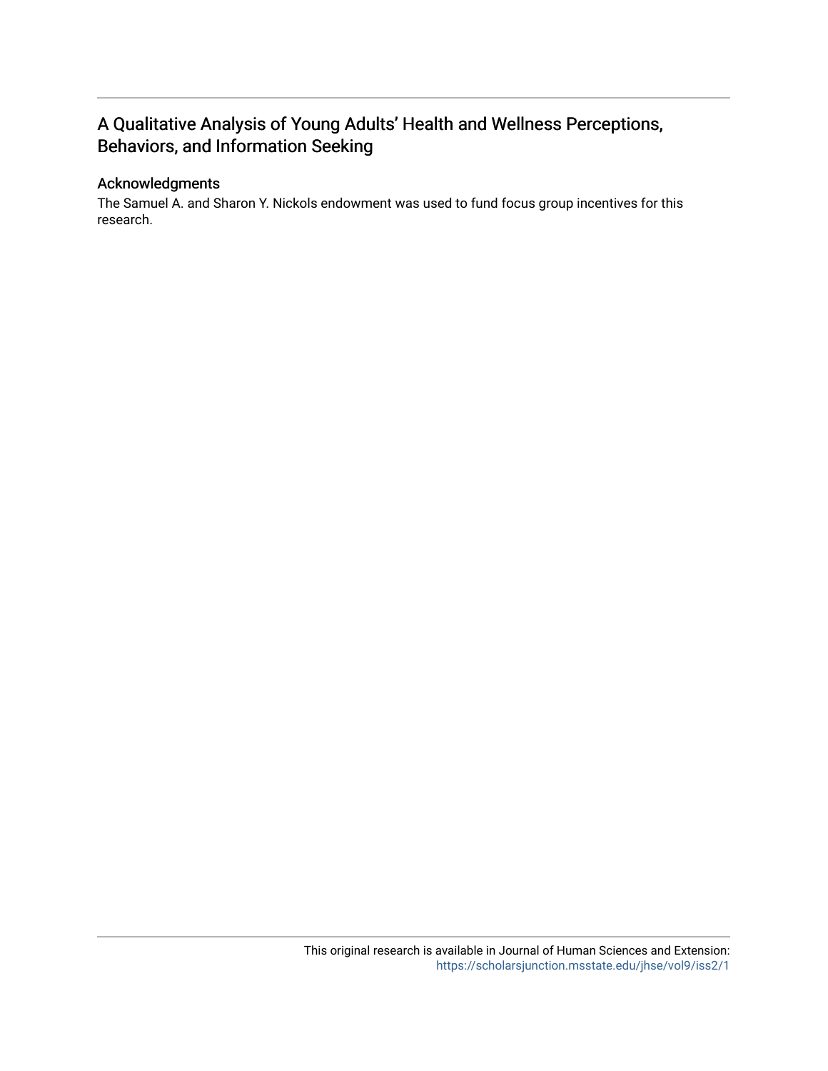# A Qualitative Analysis of Young Adults' Health and Wellness Perceptions, Behaviors, and Information Seeking

## Acknowledgments

The Samuel A. and Sharon Y. Nickols endowment was used to fund focus group incentives for this research.

This original research is available in Journal of Human Sciences and Extension: https://scholarsjunction.msstate.edu/jhse/vol9/iss2/1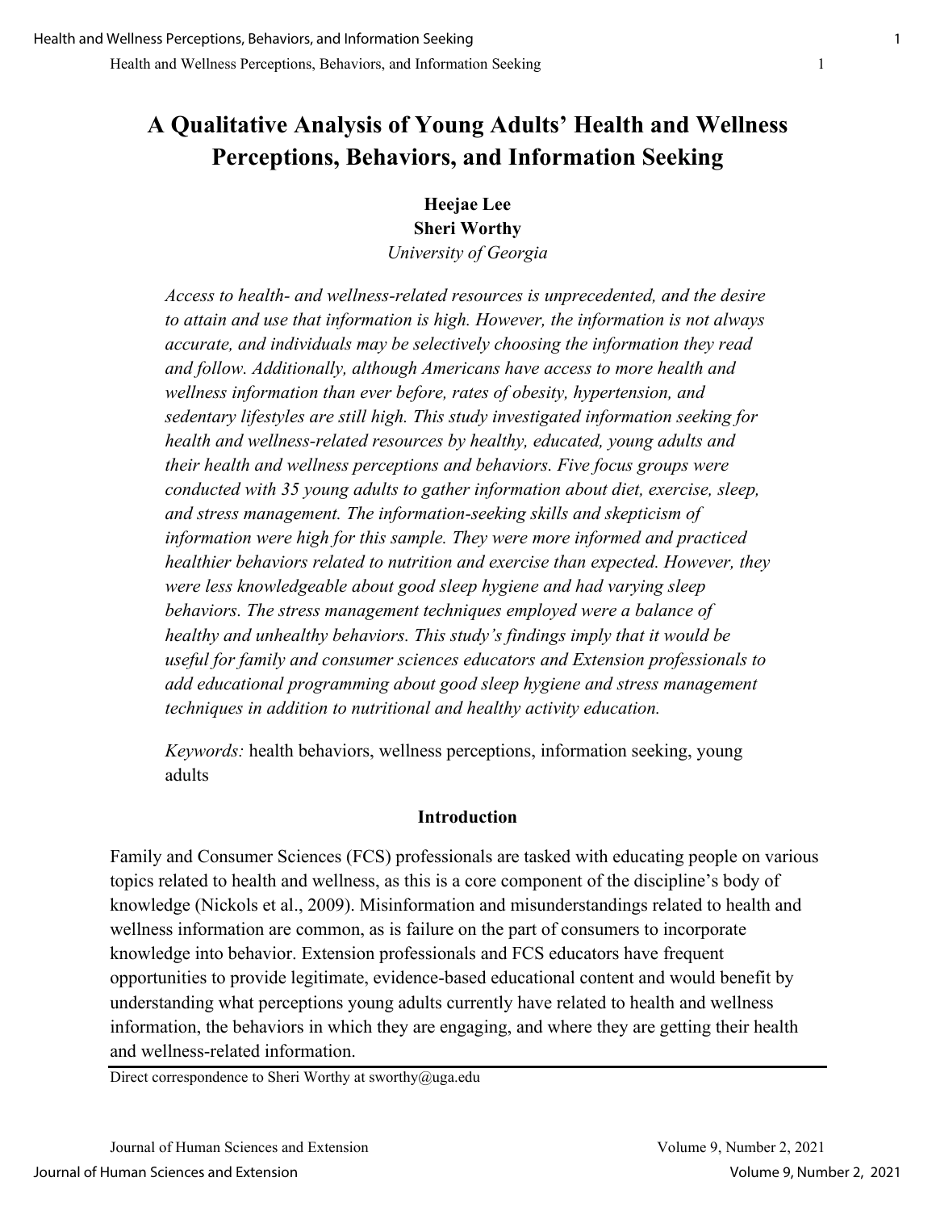# A Qualitative Analysis of Young Adults' Health and Wellness Perceptions, Behaviors, and Information Seeking

**Heejae Lee**
**Sheri Worthy**
*University of Georgia*

*Access to health- and wellness-related resources is unprecedented, and the desire to attain and use that information is high. However, the information is not always accurate, and individuals may be selectively choosing the information they read and follow. Additionally, although Americans have access to more health and wellness information than ever before, rates of obesity, hypertension, and sedentary lifestyles are still high. This study investigated information seeking for health and wellness-related resources by healthy, educated, young adults and their health and wellness perceptions and behaviors. Five focus groups were conducted with 35 young adults to gather information about diet, exercise, sleep, and stress management. The information-seeking skills and skepticism of information were high for this sample. They were more informed and practiced healthier behaviors related to nutrition and exercise than expected. However, they were less knowledgeable about good sleep hygiene and had varying sleep behaviors. The stress management techniques employed were a balance of healthy and unhealthy behaviors. This study's findings imply that it would be useful for family and consumer sciences educators and Extension professionals to add educational programming about good sleep hygiene and stress management techniques in addition to nutritional and healthy activity education.*

*Keywords:* health behaviors, wellness perceptions, information seeking, young adults

## Introduction

Family and Consumer Sciences (FCS) professionals are tasked with educating people on various topics related to health and wellness, as this is a core component of the discipline's body of knowledge (Nickols et al., 2009). Misinformation and misunderstandings related to health and wellness information are common, as is failure on the part of consumers to incorporate knowledge into behavior. Extension professionals and FCS educators have frequent opportunities to provide legitimate, evidence-based educational content and would benefit by understanding what perceptions young adults currently have related to health and wellness information, the behaviors in which they are engaging, and where they are getting their health and wellness-related information.

Direct correspondence to Sheri Worthy at sworthy@uga.edu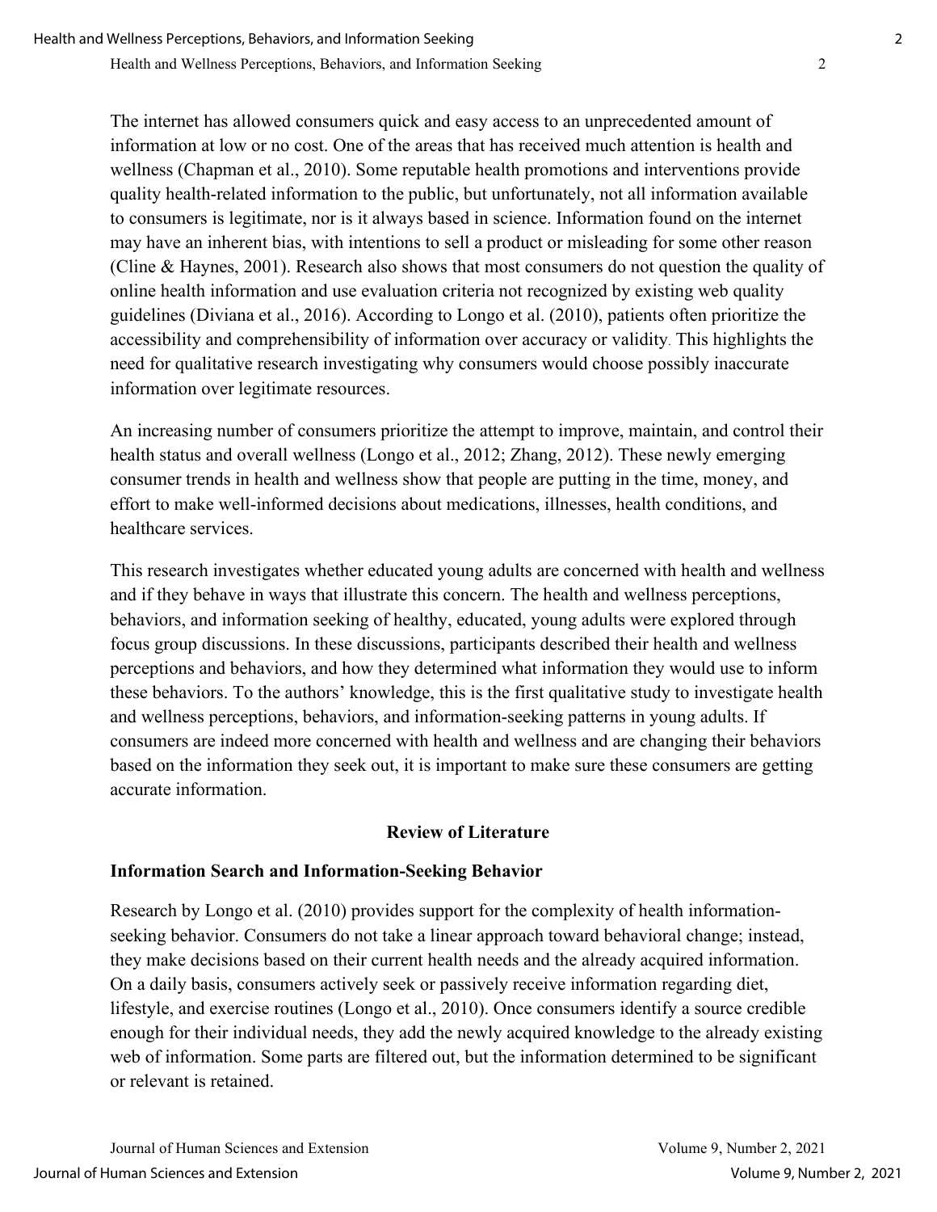The internet has allowed consumers quick and easy access to an unprecedented amount of information at low or no cost. One of the areas that has received much attention is health and wellness (Chapman et al., 2010). Some reputable health promotions and interventions provide quality health-related information to the public, but unfortunately, not all information available to consumers is legitimate, nor is it always based in science. Information found on the internet may have an inherent bias, with intentions to sell a product or misleading for some other reason (Cline & Haynes, 2001). Research also shows that most consumers do not question the quality of online health information and use evaluation criteria not recognized by existing web quality guidelines (Diviana et al., 2016). According to Longo et al. (2010), patients often prioritize the accessibility and comprehensibility of information over accuracy or validity. This highlights the need for qualitative research investigating why consumers would choose possibly inaccurate information over legitimate resources.

An increasing number of consumers prioritize the attempt to improve, maintain, and control their health status and overall wellness (Longo et al., 2012; Zhang, 2012). These newly emerging consumer trends in health and wellness show that people are putting in the time, money, and effort to make well-informed decisions about medications, illnesses, health conditions, and healthcare services.

This research investigates whether educated young adults are concerned with health and wellness and if they behave in ways that illustrate this concern. The health and wellness perceptions, behaviors, and information seeking of healthy, educated, young adults were explored through focus group discussions. In these discussions, participants described their health and wellness perceptions and behaviors, and how they determined what information they would use to inform these behaviors. To the authors' knowledge, this is the first qualitative study to investigate health and wellness perceptions, behaviors, and information-seeking patterns in young adults. If consumers are indeed more concerned with health and wellness and are changing their behaviors based on the information they seek out, it is important to make sure these consumers are getting accurate information.

## Review of Literature

### Information Search and Information-Seeking Behavior

Research by Longo et al. (2010) provides support for the complexity of health information-seeking behavior. Consumers do not take a linear approach toward behavioral change; instead, they make decisions based on their current health needs and the already acquired information. On a daily basis, consumers actively seek or passively receive information regarding diet, lifestyle, and exercise routines (Longo et al., 2010). Once consumers identify a source credible enough for their individual needs, they add the newly acquired knowledge to the already existing web of information. Some parts are filtered out, but the information determined to be significant or relevant is retained.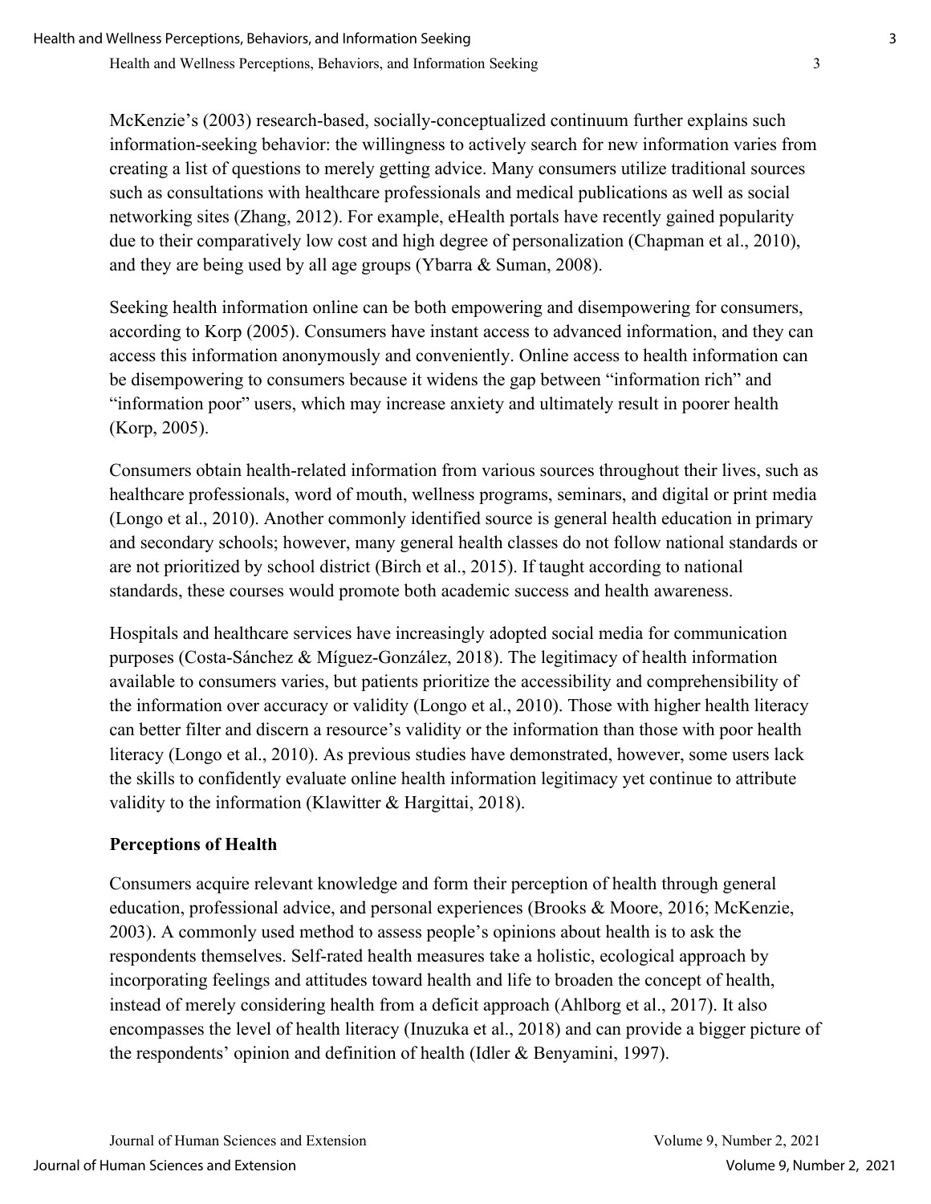McKenzie's (2003) research-based, socially-conceptualized continuum further explains such information-seeking behavior: the willingness to actively search for new information varies from creating a list of questions to merely getting advice. Many consumers utilize traditional sources such as consultations with healthcare professionals and medical publications as well as social networking sites (Zhang, 2012). For example, eHealth portals have recently gained popularity due to their comparatively low cost and high degree of personalization (Chapman et al., 2010), and they are being used by all age groups (Ybarra & Suman, 2008).

Seeking health information online can be both empowering and disempowering for consumers, according to Korp (2005). Consumers have instant access to advanced information, and they can access this information anonymously and conveniently. Online access to health information can be disempowering to consumers because it widens the gap between "information rich" and "information poor" users, which may increase anxiety and ultimately result in poorer health (Korp, 2005).

Consumers obtain health-related information from various sources throughout their lives, such as healthcare professionals, word of mouth, wellness programs, seminars, and digital or print media (Longo et al., 2010). Another commonly identified source is general health education in primary and secondary schools; however, many general health classes do not follow national standards or are not prioritized by school district (Birch et al., 2015). If taught according to national standards, these courses would promote both academic success and health awareness.

Hospitals and healthcare services have increasingly adopted social media for communication purposes (Costa-Sánchez & Míguez-González, 2018). The legitimacy of health information available to consumers varies, but patients prioritize the accessibility and comprehensibility of the information over accuracy or validity (Longo et al., 2010). Those with higher health literacy can better filter and discern a resource's validity or the information than those with poor health literacy (Longo et al., 2010). As previous studies have demonstrated, however, some users lack the skills to confidently evaluate online health information legitimacy yet continue to attribute validity to the information (Klawitter & Hargittai, 2018).

**Perceptions of Health**

Consumers acquire relevant knowledge and form their perception of health through general education, professional advice, and personal experiences (Brooks & Moore, 2016; McKenzie, 2003). A commonly used method to assess people's opinions about health is to ask the respondents themselves. Self-rated health measures take a holistic, ecological approach by incorporating feelings and attitudes toward health and life to broaden the concept of health, instead of merely considering health from a deficit approach (Ahlborg et al., 2017). It also encompasses the level of health literacy (Inuzuka et al., 2018) and can provide a bigger picture of the respondents' opinion and definition of health (Idler & Benyamini, 1997).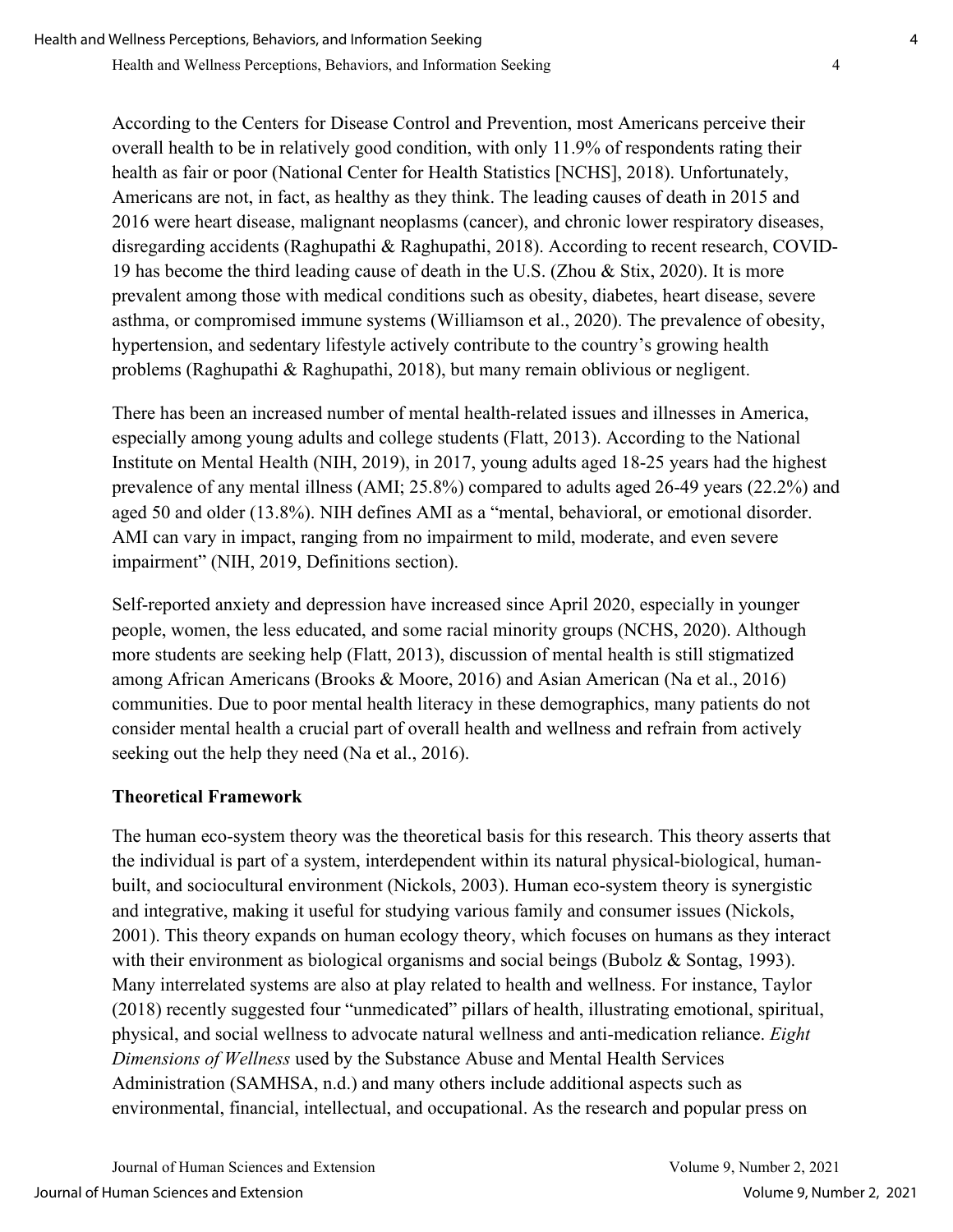According to the Centers for Disease Control and Prevention, most Americans perceive their overall health to be in relatively good condition, with only 11.9% of respondents rating their health as fair or poor (National Center for Health Statistics [NCHS], 2018). Unfortunately, Americans are not, in fact, as healthy as they think. The leading causes of death in 2015 and 2016 were heart disease, malignant neoplasms (cancer), and chronic lower respiratory diseases, disregarding accidents (Raghupathi & Raghupathi, 2018). According to recent research, COVID-19 has become the third leading cause of death in the U.S. (Zhou & Stix, 2020). It is more prevalent among those with medical conditions such as obesity, diabetes, heart disease, severe asthma, or compromised immune systems (Williamson et al., 2020). The prevalence of obesity, hypertension, and sedentary lifestyle actively contribute to the country's growing health problems (Raghupathi & Raghupathi, 2018), but many remain oblivious or negligent.

There has been an increased number of mental health-related issues and illnesses in America, especially among young adults and college students (Flatt, 2013). According to the National Institute on Mental Health (NIH, 2019), in 2017, young adults aged 18-25 years had the highest prevalence of any mental illness (AMI; 25.8%) compared to adults aged 26-49 years (22.2%) and aged 50 and older (13.8%). NIH defines AMI as a "mental, behavioral, or emotional disorder. AMI can vary in impact, ranging from no impairment to mild, moderate, and even severe impairment" (NIH, 2019, Definitions section).

Self-reported anxiety and depression have increased since April 2020, especially in younger people, women, the less educated, and some racial minority groups (NCHS, 2020). Although more students are seeking help (Flatt, 2013), discussion of mental health is still stigmatized among African Americans (Brooks & Moore, 2016) and Asian American (Na et al., 2016) communities. Due to poor mental health literacy in these demographics, many patients do not consider mental health a crucial part of overall health and wellness and refrain from actively seeking out the help they need (Na et al., 2016).

## Theoretical Framework

The human eco-system theory was the theoretical basis for this research. This theory asserts that the individual is part of a system, interdependent within its natural physical-biological, human-built, and sociocultural environment (Nickols, 2003). Human eco-system theory is synergistic and integrative, making it useful for studying various family and consumer issues (Nickols, 2001). This theory expands on human ecology theory, which focuses on humans as they interact with their environment as biological organisms and social beings (Bubolz & Sontag, 1993). Many interrelated systems are also at play related to health and wellness. For instance, Taylor (2018) recently suggested four "unmedicated" pillars of health, illustrating emotional, spiritual, physical, and social wellness to advocate natural wellness and anti-medication reliance. *Eight Dimensions of Wellness* used by the Substance Abuse and Mental Health Services Administration (SAMHSA, n.d.) and many others include additional aspects such as environmental, financial, intellectual, and occupational. As the research and popular press on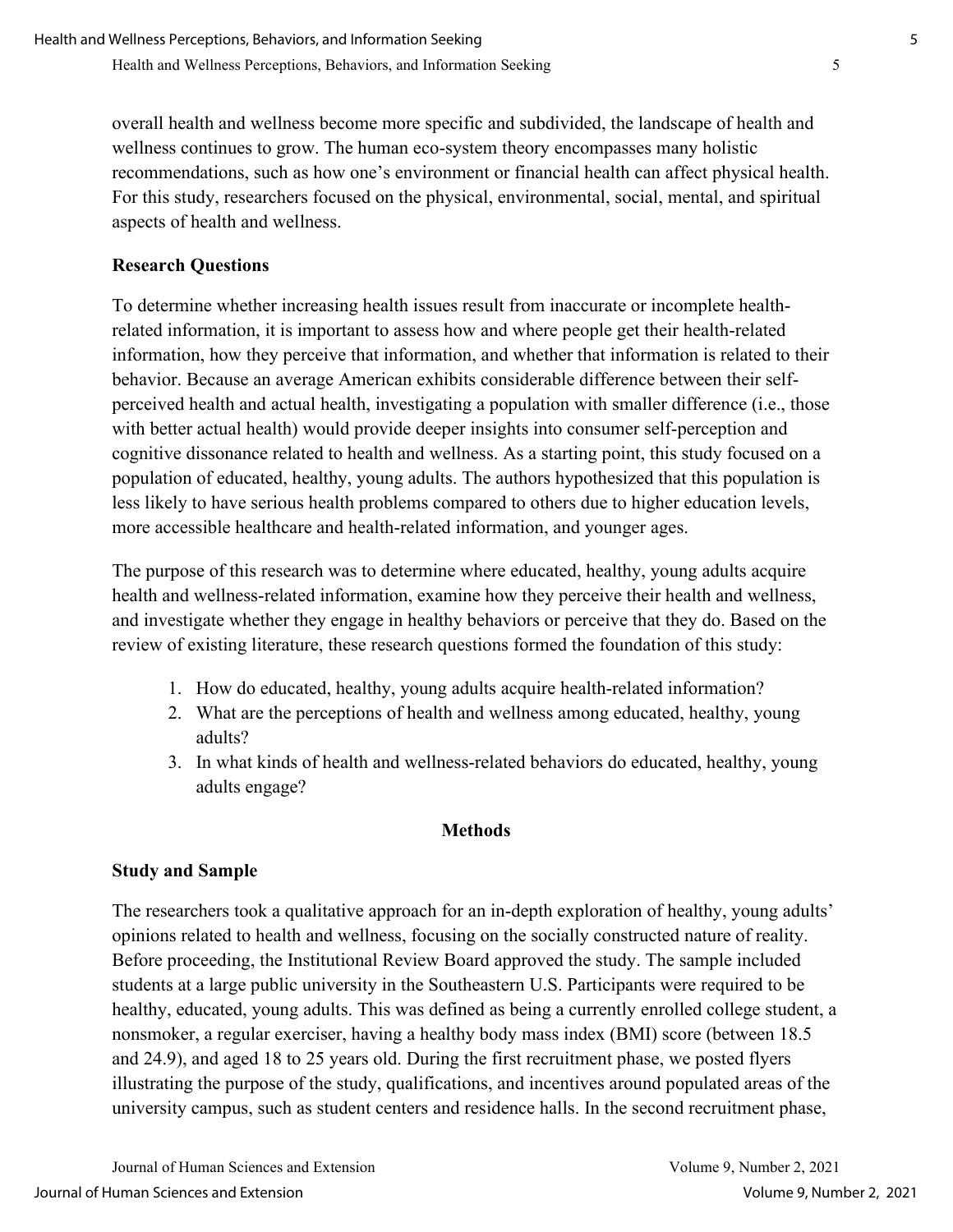overall health and wellness become more specific and subdivided, the landscape of health and wellness continues to grow. The human eco-system theory encompasses many holistic recommendations, such as how one's environment or financial health can affect physical health. For this study, researchers focused on the physical, environmental, social, mental, and spiritual aspects of health and wellness.

## Research Questions

To determine whether increasing health issues result from inaccurate or incomplete health-related information, it is important to assess how and where people get their health-related information, how they perceive that information, and whether that information is related to their behavior. Because an average American exhibits considerable difference between their self-perceived health and actual health, investigating a population with smaller difference (i.e., those with better actual health) would provide deeper insights into consumer self-perception and cognitive dissonance related to health and wellness. As a starting point, this study focused on a population of educated, healthy, young adults. The authors hypothesized that this population is less likely to have serious health problems compared to others due to higher education levels, more accessible healthcare and health-related information, and younger ages.

The purpose of this research was to determine where educated, healthy, young adults acquire health and wellness-related information, examine how they perceive their health and wellness, and investigate whether they engage in healthy behaviors or perceive that they do. Based on the review of existing literature, these research questions formed the foundation of this study:

1. How do educated, healthy, young adults acquire health-related information?
2. What are the perceptions of health and wellness among educated, healthy, young adults?
3. In what kinds of health and wellness-related behaviors do educated, healthy, young adults engage?

# Methods

## Study and Sample

The researchers took a qualitative approach for an in-depth exploration of healthy, young adults' opinions related to health and wellness, focusing on the socially constructed nature of reality. Before proceeding, the Institutional Review Board approved the study. The sample included students at a large public university in the Southeastern U.S. Participants were required to be healthy, educated, young adults. This was defined as being a currently enrolled college student, a nonsmoker, a regular exerciser, having a healthy body mass index (BMI) score (between 18.5 and 24.9), and aged 18 to 25 years old. During the first recruitment phase, we posted flyers illustrating the purpose of the study, qualifications, and incentives around populated areas of the university campus, such as student centers and residence halls. In the second recruitment phase,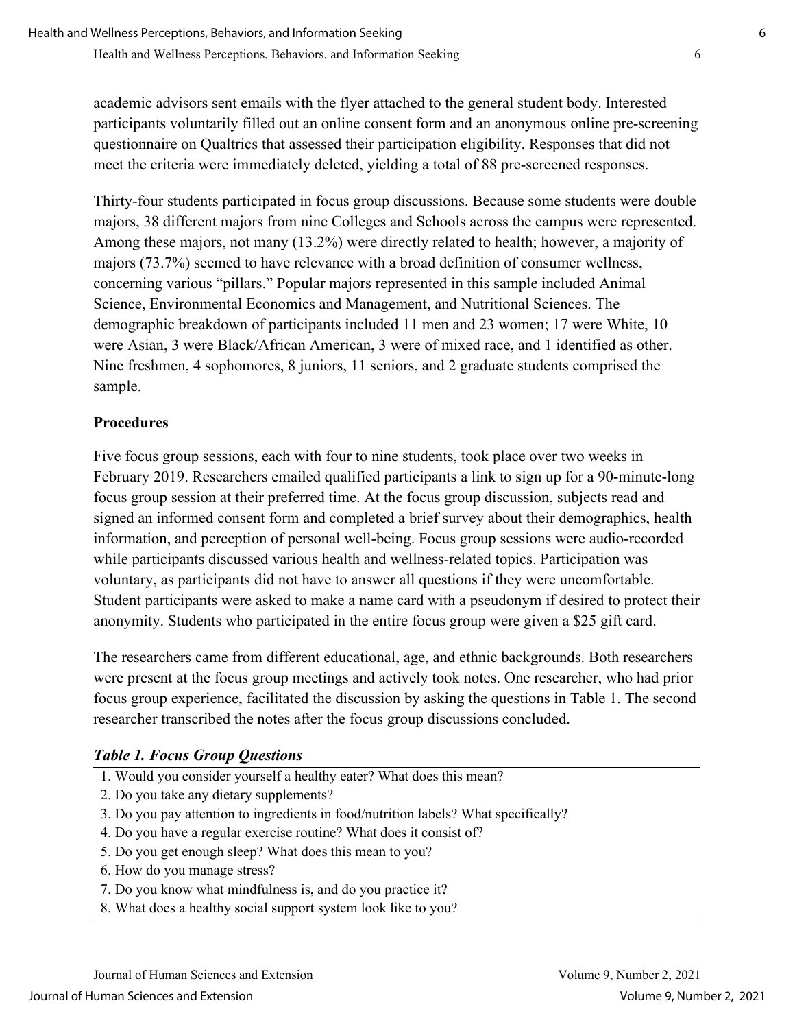academic advisors sent emails with the flyer attached to the general student body. Interested participants voluntarily filled out an online consent form and an anonymous online pre-screening questionnaire on Qualtrics that assessed their participation eligibility. Responses that did not meet the criteria were immediately deleted, yielding a total of 88 pre-screened responses.

Thirty-four students participated in focus group discussions. Because some students were double majors, 38 different majors from nine Colleges and Schools across the campus were represented. Among these majors, not many (13.2%) were directly related to health; however, a majority of majors (73.7%) seemed to have relevance with a broad definition of consumer wellness, concerning various "pillars." Popular majors represented in this sample included Animal Science, Environmental Economics and Management, and Nutritional Sciences. The demographic breakdown of participants included 11 men and 23 women; 17 were White, 10 were Asian, 3 were Black/African American, 3 were of mixed race, and 1 identified as other. Nine freshmen, 4 sophomores, 8 juniors, 11 seniors, and 2 graduate students comprised the sample.

### Procedures

Five focus group sessions, each with four to nine students, took place over two weeks in February 2019. Researchers emailed qualified participants a link to sign up for a 90-minute-long focus group session at their preferred time. At the focus group discussion, subjects read and signed an informed consent form and completed a brief survey about their demographics, health information, and perception of personal well-being. Focus group sessions were audio-recorded while participants discussed various health and wellness-related topics. Participation was voluntary, as participants did not have to answer all questions if they were uncomfortable. Student participants were asked to make a name card with a pseudonym if desired to protect their anonymity. Students who participated in the entire focus group were given a $25 gift card.

The researchers came from different educational, age, and ethnic backgrounds. Both researchers were present at the focus group meetings and actively took notes. One researcher, who had prior focus group experience, facilitated the discussion by asking the questions in Table 1. The second researcher transcribed the notes after the focus group discussions concluded.

***Table 1. Focus Group Questions***

| |
|---|
| 1. Would you consider yourself a healthy eater? What does this mean? |
| 2. Do you take any dietary supplements? |
| 3. Do you pay attention to ingredients in food/nutrition labels? What specifically? |
| 4. Do you have a regular exercise routine? What does it consist of? |
| 5. Do you get enough sleep? What does this mean to you? |
| 6. How do you manage stress? |
| 7. Do you know what mindfulness is, and do you practice it? |
| 8. What does a healthy social support system look like to you? |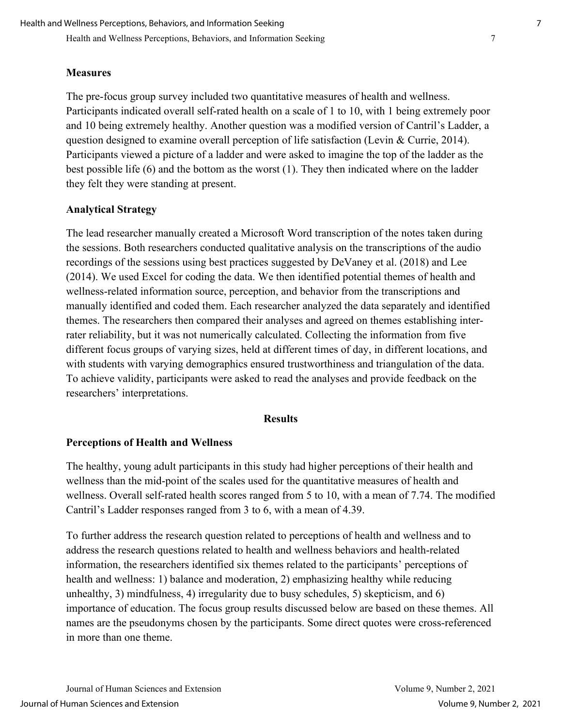## Measures

The pre-focus group survey included two quantitative measures of health and wellness. Participants indicated overall self-rated health on a scale of 1 to 10, with 1 being extremely poor and 10 being extremely healthy. Another question was a modified version of Cantril's Ladder, a question designed to examine overall perception of life satisfaction (Levin & Currie, 2014). Participants viewed a picture of a ladder and were asked to imagine the top of the ladder as the best possible life (6) and the bottom as the worst (1). They then indicated where on the ladder they felt they were standing at present.

## Analytical Strategy

The lead researcher manually created a Microsoft Word transcription of the notes taken during the sessions. Both researchers conducted qualitative analysis on the transcriptions of the audio recordings of the sessions using best practices suggested by DeVaney et al. (2018) and Lee (2014). We used Excel for coding the data. We then identified potential themes of health and wellness-related information source, perception, and behavior from the transcriptions and manually identified and coded them. Each researcher analyzed the data separately and identified themes. The researchers then compared their analyses and agreed on themes establishing inter-rater reliability, but it was not numerically calculated. Collecting the information from five different focus groups of varying sizes, held at different times of day, in different locations, and with students with varying demographics ensured trustworthiness and triangulation of the data. To achieve validity, participants were asked to read the analyses and provide feedback on the researchers' interpretations.

# Results

## Perceptions of Health and Wellness

The healthy, young adult participants in this study had higher perceptions of their health and wellness than the mid-point of the scales used for the quantitative measures of health and wellness. Overall self-rated health scores ranged from 5 to 10, with a mean of 7.74. The modified Cantril's Ladder responses ranged from 3 to 6, with a mean of 4.39.

To further address the research question related to perceptions of health and wellness and to address the research questions related to health and wellness behaviors and health-related information, the researchers identified six themes related to the participants' perceptions of health and wellness: 1) balance and moderation, 2) emphasizing healthy while reducing unhealthy, 3) mindfulness, 4) irregularity due to busy schedules, 5) skepticism, and 6) importance of education. The focus group results discussed below are based on these themes. All names are the pseudonyms chosen by the participants. Some direct quotes were cross-referenced in more than one theme.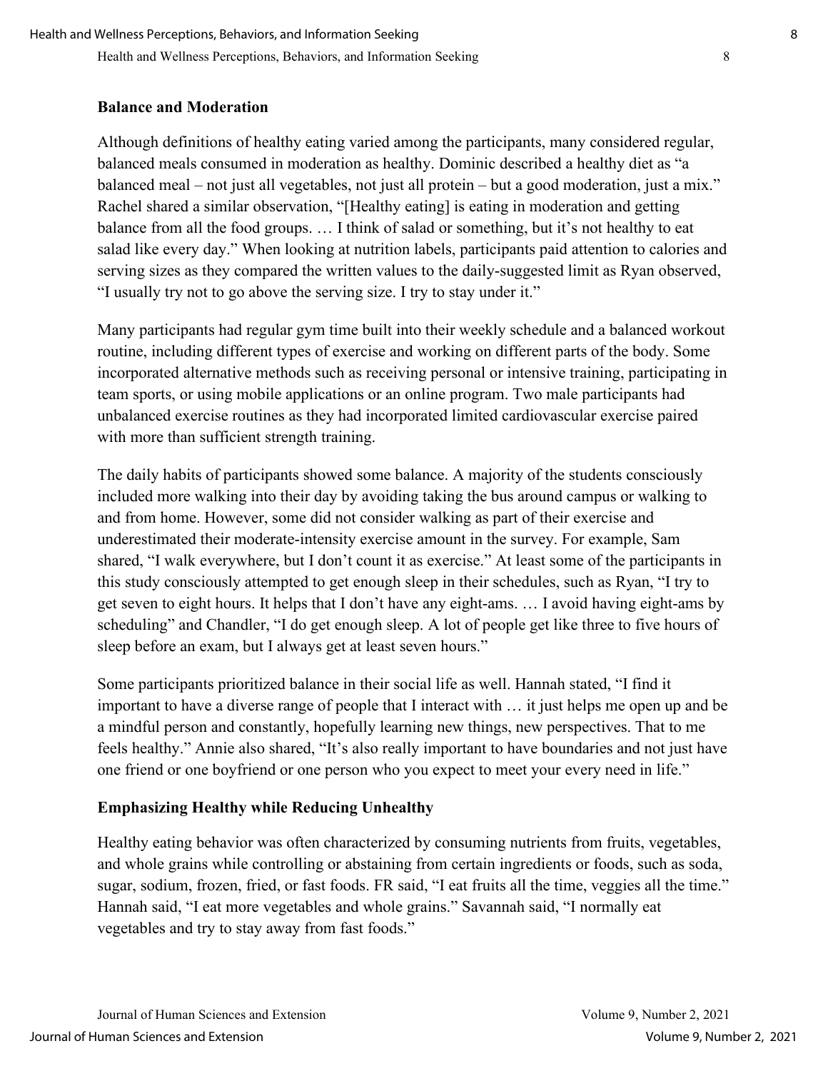### Balance and Moderation

Although definitions of healthy eating varied among the participants, many considered regular, balanced meals consumed in moderation as healthy. Dominic described a healthy diet as "a balanced meal – not just all vegetables, not just all protein – but a good moderation, just a mix." Rachel shared a similar observation, "[Healthy eating] is eating in moderation and getting balance from all the food groups. … I think of salad or something, but it's not healthy to eat salad like every day." When looking at nutrition labels, participants paid attention to calories and serving sizes as they compared the written values to the daily-suggested limit as Ryan observed, "I usually try not to go above the serving size. I try to stay under it."

Many participants had regular gym time built into their weekly schedule and a balanced workout routine, including different types of exercise and working on different parts of the body. Some incorporated alternative methods such as receiving personal or intensive training, participating in team sports, or using mobile applications or an online program. Two male participants had unbalanced exercise routines as they had incorporated limited cardiovascular exercise paired with more than sufficient strength training.

The daily habits of participants showed some balance. A majority of the students consciously included more walking into their day by avoiding taking the bus around campus or walking to and from home. However, some did not consider walking as part of their exercise and underestimated their moderate-intensity exercise amount in the survey. For example, Sam shared, "I walk everywhere, but I don't count it as exercise." At least some of the participants in this study consciously attempted to get enough sleep in their schedules, such as Ryan, "I try to get seven to eight hours. It helps that I don't have any eight-ams. … I avoid having eight-ams by scheduling" and Chandler, "I do get enough sleep. A lot of people get like three to five hours of sleep before an exam, but I always get at least seven hours."

Some participants prioritized balance in their social life as well. Hannah stated, "I find it important to have a diverse range of people that I interact with … it just helps me open up and be a mindful person and constantly, hopefully learning new things, new perspectives. That to me feels healthy." Annie also shared, "It's also really important to have boundaries and not just have one friend or one boyfriend or one person who you expect to meet your every need in life."

### Emphasizing Healthy while Reducing Unhealthy

Healthy eating behavior was often characterized by consuming nutrients from fruits, vegetables, and whole grains while controlling or abstaining from certain ingredients or foods, such as soda, sugar, sodium, frozen, fried, or fast foods. FR said, "I eat fruits all the time, veggies all the time." Hannah said, "I eat more vegetables and whole grains." Savannah said, "I normally eat vegetables and try to stay away from fast foods."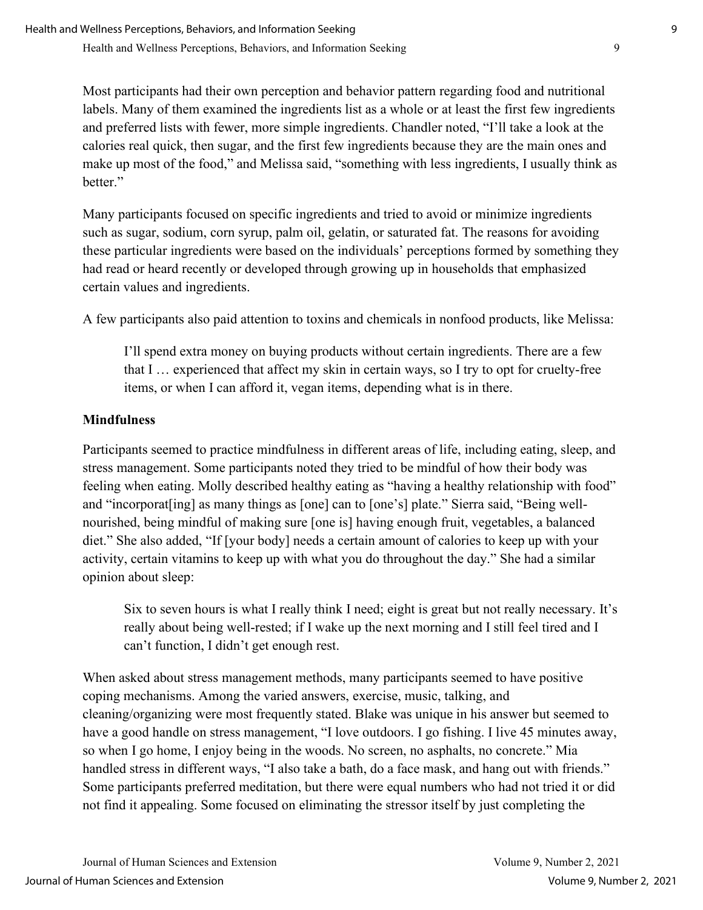Most participants had their own perception and behavior pattern regarding food and nutritional labels. Many of them examined the ingredients list as a whole or at least the first few ingredients and preferred lists with fewer, more simple ingredients. Chandler noted, "I'll take a look at the calories real quick, then sugar, and the first few ingredients because they are the main ones and make up most of the food," and Melissa said, "something with less ingredients, I usually think as better."

Many participants focused on specific ingredients and tried to avoid or minimize ingredients such as sugar, sodium, corn syrup, palm oil, gelatin, or saturated fat. The reasons for avoiding these particular ingredients were based on the individuals' perceptions formed by something they had read or heard recently or developed through growing up in households that emphasized certain values and ingredients.

A few participants also paid attention to toxins and chemicals in nonfood products, like Melissa:

> I'll spend extra money on buying products without certain ingredients. There are a few that I … experienced that affect my skin in certain ways, so I try to opt for cruelty-free items, or when I can afford it, vegan items, depending what is in there.

### Mindfulness

Participants seemed to practice mindfulness in different areas of life, including eating, sleep, and stress management. Some participants noted they tried to be mindful of how their body was feeling when eating. Molly described healthy eating as "having a healthy relationship with food" and "incorporat[ing] as many things as [one] can to [one's] plate." Sierra said, "Being well-nourished, being mindful of making sure [one is] having enough fruit, vegetables, a balanced diet." She also added, "If [your body] needs a certain amount of calories to keep up with your activity, certain vitamins to keep up with what you do throughout the day." She had a similar opinion about sleep:

> Six to seven hours is what I really think I need; eight is great but not really necessary. It's really about being well-rested; if I wake up the next morning and I still feel tired and I can't function, I didn't get enough rest.

When asked about stress management methods, many participants seemed to have positive coping mechanisms. Among the varied answers, exercise, music, talking, and cleaning/organizing were most frequently stated. Blake was unique in his answer but seemed to have a good handle on stress management, "I love outdoors. I go fishing. I live 45 minutes away, so when I go home, I enjoy being in the woods. No screen, no asphalts, no concrete." Mia handled stress in different ways, "I also take a bath, do a face mask, and hang out with friends." Some participants preferred meditation, but there were equal numbers who had not tried it or did not find it appealing. Some focused on eliminating the stressor itself by just completing the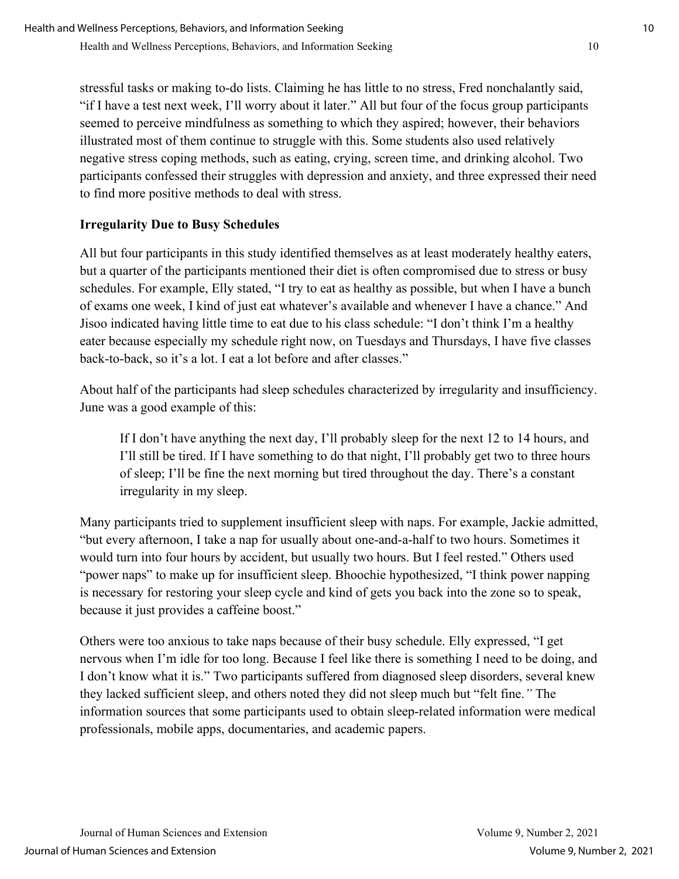stressful tasks or making to-do lists. Claiming he has little to no stress, Fred nonchalantly said, "if I have a test next week, I'll worry about it later." All but four of the focus group participants seemed to perceive mindfulness as something to which they aspired; however, their behaviors illustrated most of them continue to struggle with this. Some students also used relatively negative stress coping methods, such as eating, crying, screen time, and drinking alcohol. Two participants confessed their struggles with depression and anxiety, and three expressed their need to find more positive methods to deal with stress.

## Irregularity Due to Busy Schedules

All but four participants in this study identified themselves as at least moderately healthy eaters, but a quarter of the participants mentioned their diet is often compromised due to stress or busy schedules. For example, Elly stated, "I try to eat as healthy as possible, but when I have a bunch of exams one week, I kind of just eat whatever's available and whenever I have a chance." And Jisoo indicated having little time to eat due to his class schedule: "I don't think I'm a healthy eater because especially my schedule right now, on Tuesdays and Thursdays, I have five classes back-to-back, so it's a lot. I eat a lot before and after classes."

About half of the participants had sleep schedules characterized by irregularity and insufficiency. June was a good example of this:

> If I don't have anything the next day, I'll probably sleep for the next 12 to 14 hours, and I'll still be tired. If I have something to do that night, I'll probably get two to three hours of sleep; I'll be fine the next morning but tired throughout the day. There's a constant irregularity in my sleep.

Many participants tried to supplement insufficient sleep with naps. For example, Jackie admitted, "but every afternoon, I take a nap for usually about one-and-a-half to two hours. Sometimes it would turn into four hours by accident, but usually two hours. But I feel rested." Others used "power naps" to make up for insufficient sleep. Bhoochie hypothesized, "I think power napping is necessary for restoring your sleep cycle and kind of gets you back into the zone so to speak, because it just provides a caffeine boost."

Others were too anxious to take naps because of their busy schedule. Elly expressed, "I get nervous when I'm idle for too long. Because I feel like there is something I need to be doing, and I don't know what it is." Two participants suffered from diagnosed sleep disorders, several knew they lacked sufficient sleep, and others noted they did not sleep much but "felt fine." The information sources that some participants used to obtain sleep-related information were medical professionals, mobile apps, documentaries, and academic papers.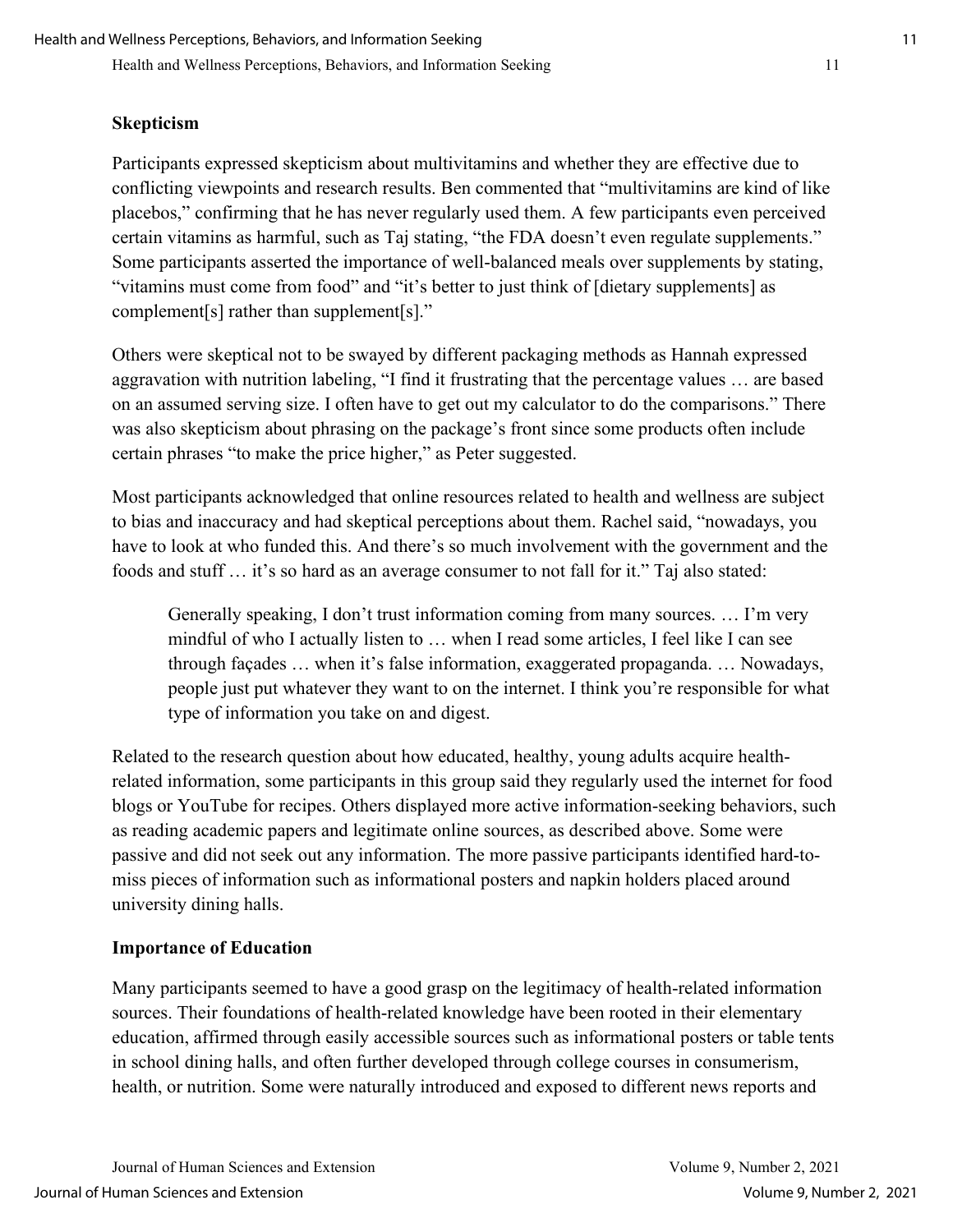## Skepticism

Participants expressed skepticism about multivitamins and whether they are effective due to conflicting viewpoints and research results. Ben commented that "multivitamins are kind of like placebos," confirming that he has never regularly used them. A few participants even perceived certain vitamins as harmful, such as Taj stating, "the FDA doesn't even regulate supplements." Some participants asserted the importance of well-balanced meals over supplements by stating, "vitamins must come from food" and "it's better to just think of [dietary supplements] as complement[s] rather than supplement[s]."

Others were skeptical not to be swayed by different packaging methods as Hannah expressed aggravation with nutrition labeling, "I find it frustrating that the percentage values … are based on an assumed serving size. I often have to get out my calculator to do the comparisons." There was also skepticism about phrasing on the package's front since some products often include certain phrases "to make the price higher," as Peter suggested.

Most participants acknowledged that online resources related to health and wellness are subject to bias and inaccuracy and had skeptical perceptions about them. Rachel said, "nowadays, you have to look at who funded this. And there's so much involvement with the government and the foods and stuff … it's so hard as an average consumer to not fall for it." Taj also stated:

> Generally speaking, I don't trust information coming from many sources. … I'm very mindful of who I actually listen to … when I read some articles, I feel like I can see through façades … when it's false information, exaggerated propaganda. … Nowadays, people just put whatever they want to on the internet. I think you're responsible for what type of information you take on and digest.

Related to the research question about how educated, healthy, young adults acquire health-related information, some participants in this group said they regularly used the internet for food blogs or YouTube for recipes. Others displayed more active information-seeking behaviors, such as reading academic papers and legitimate online sources, as described above. Some were passive and did not seek out any information. The more passive participants identified hard-to-miss pieces of information such as informational posters and napkin holders placed around university dining halls.

## Importance of Education

Many participants seemed to have a good grasp on the legitimacy of health-related information sources. Their foundations of health-related knowledge have been rooted in their elementary education, affirmed through easily accessible sources such as informational posters or table tents in school dining halls, and often further developed through college courses in consumerism, health, or nutrition. Some were naturally introduced and exposed to different news reports and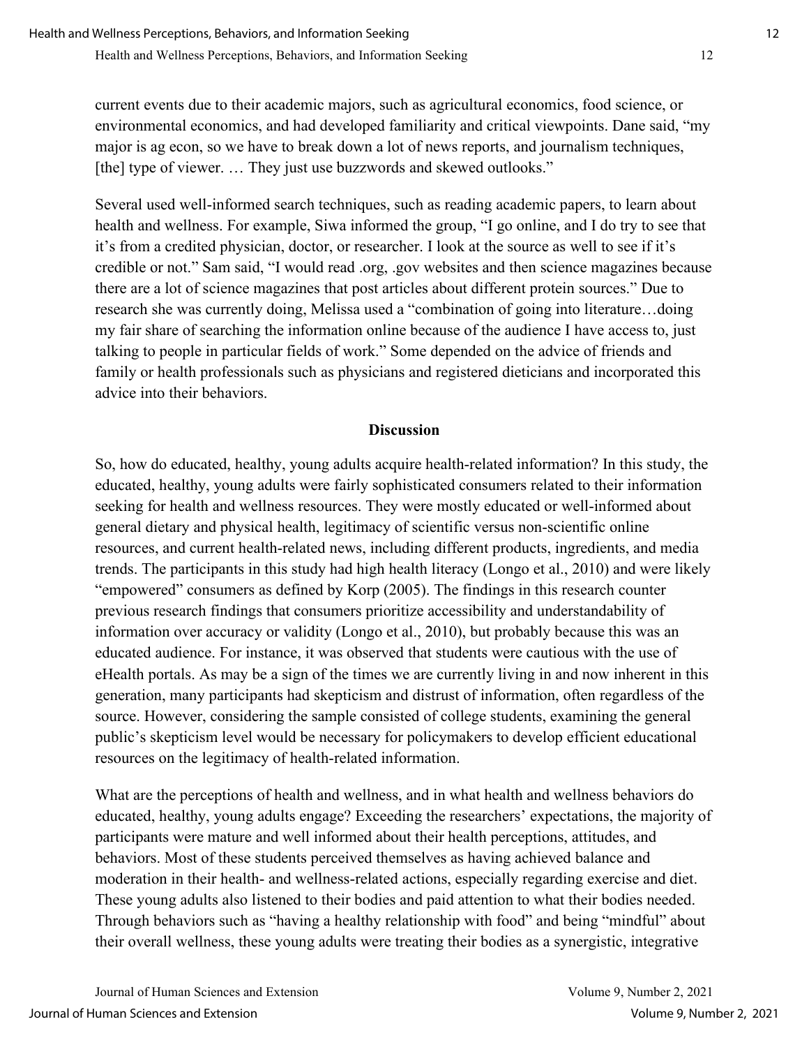current events due to their academic majors, such as agricultural economics, food science, or environmental economics, and had developed familiarity and critical viewpoints. Dane said, "my major is ag econ, so we have to break down a lot of news reports, and journalism techniques, [the] type of viewer. … They just use buzzwords and skewed outlooks."

Several used well-informed search techniques, such as reading academic papers, to learn about health and wellness. For example, Siwa informed the group, "I go online, and I do try to see that it's from a credited physician, doctor, or researcher. I look at the source as well to see if it's credible or not." Sam said, "I would read .org, .gov websites and then science magazines because there are a lot of science magazines that post articles about different protein sources." Due to research she was currently doing, Melissa used a "combination of going into literature…doing my fair share of searching the information online because of the audience I have access to, just talking to people in particular fields of work." Some depended on the advice of friends and family or health professionals such as physicians and registered dieticians and incorporated this advice into their behaviors.

## Discussion

So, how do educated, healthy, young adults acquire health-related information? In this study, the educated, healthy, young adults were fairly sophisticated consumers related to their information seeking for health and wellness resources. They were mostly educated or well-informed about general dietary and physical health, legitimacy of scientific versus non-scientific online resources, and current health-related news, including different products, ingredients, and media trends. The participants in this study had high health literacy (Longo et al., 2010) and were likely "empowered" consumers as defined by Korp (2005). The findings in this research counter previous research findings that consumers prioritize accessibility and understandability of information over accuracy or validity (Longo et al., 2010), but probably because this was an educated audience. For instance, it was observed that students were cautious with the use of eHealth portals. As may be a sign of the times we are currently living in and now inherent in this generation, many participants had skepticism and distrust of information, often regardless of the source. However, considering the sample consisted of college students, examining the general public's skepticism level would be necessary for policymakers to develop efficient educational resources on the legitimacy of health-related information.

What are the perceptions of health and wellness, and in what health and wellness behaviors do educated, healthy, young adults engage? Exceeding the researchers' expectations, the majority of participants were mature and well informed about their health perceptions, attitudes, and behaviors. Most of these students perceived themselves as having achieved balance and moderation in their health- and wellness-related actions, especially regarding exercise and diet. These young adults also listened to their bodies and paid attention to what their bodies needed. Through behaviors such as "having a healthy relationship with food" and being "mindful" about their overall wellness, these young adults were treating their bodies as a synergistic, integrative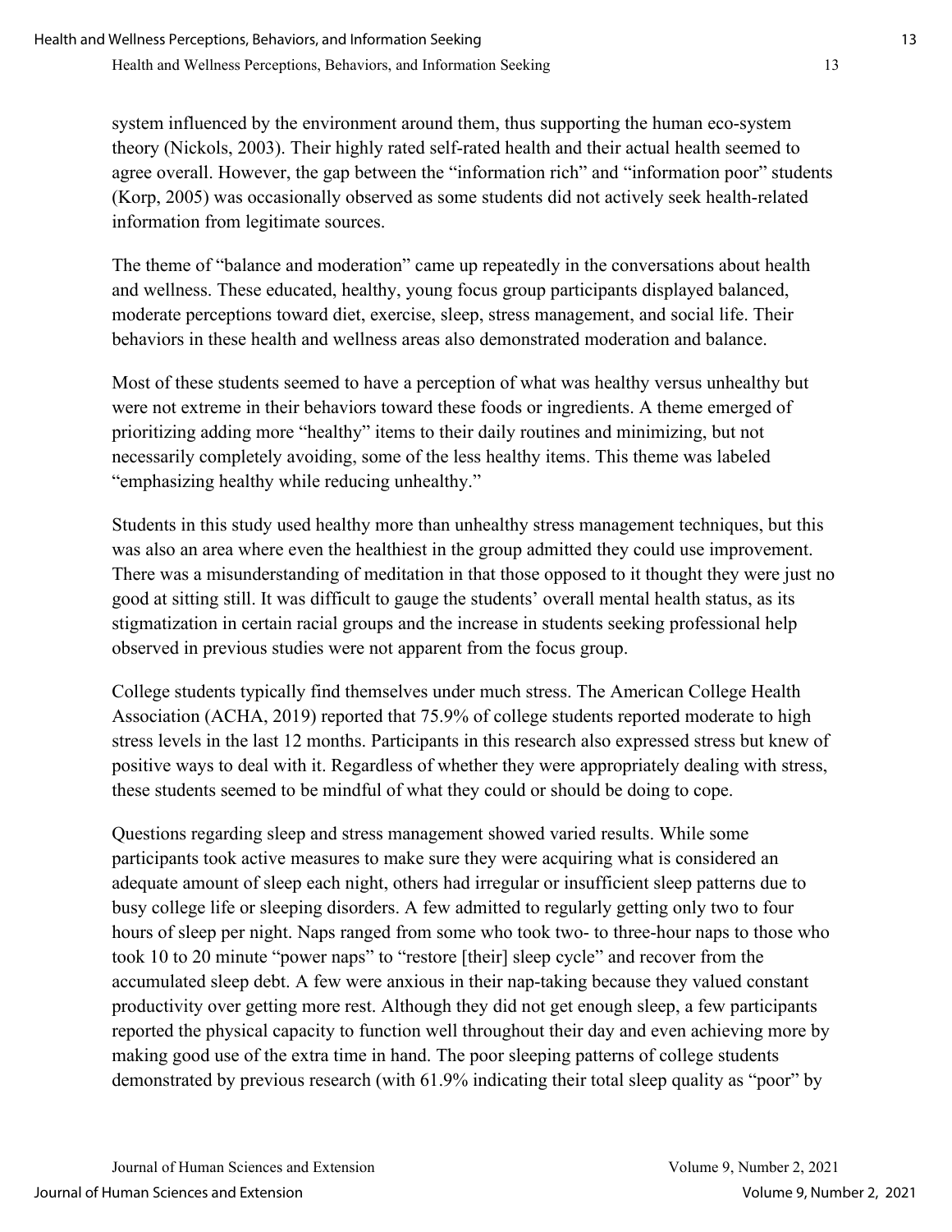system influenced by the environment around them, thus supporting the human eco-system theory (Nickols, 2003). Their highly rated self-rated health and their actual health seemed to agree overall. However, the gap between the "information rich" and "information poor" students (Korp, 2005) was occasionally observed as some students did not actively seek health-related information from legitimate sources.

The theme of "balance and moderation" came up repeatedly in the conversations about health and wellness. These educated, healthy, young focus group participants displayed balanced, moderate perceptions toward diet, exercise, sleep, stress management, and social life. Their behaviors in these health and wellness areas also demonstrated moderation and balance.

Most of these students seemed to have a perception of what was healthy versus unhealthy but were not extreme in their behaviors toward these foods or ingredients. A theme emerged of prioritizing adding more "healthy" items to their daily routines and minimizing, but not necessarily completely avoiding, some of the less healthy items. This theme was labeled "emphasizing healthy while reducing unhealthy."

Students in this study used healthy more than unhealthy stress management techniques, but this was also an area where even the healthiest in the group admitted they could use improvement. There was a misunderstanding of meditation in that those opposed to it thought they were just no good at sitting still. It was difficult to gauge the students' overall mental health status, as its stigmatization in certain racial groups and the increase in students seeking professional help observed in previous studies were not apparent from the focus group.

College students typically find themselves under much stress. The American College Health Association (ACHA, 2019) reported that 75.9% of college students reported moderate to high stress levels in the last 12 months. Participants in this research also expressed stress but knew of positive ways to deal with it. Regardless of whether they were appropriately dealing with stress, these students seemed to be mindful of what they could or should be doing to cope.

Questions regarding sleep and stress management showed varied results. While some participants took active measures to make sure they were acquiring what is considered an adequate amount of sleep each night, others had irregular or insufficient sleep patterns due to busy college life or sleeping disorders. A few admitted to regularly getting only two to four hours of sleep per night. Naps ranged from some who took two- to three-hour naps to those who took 10 to 20 minute "power naps" to "restore [their] sleep cycle" and recover from the accumulated sleep debt. A few were anxious in their nap-taking because they valued constant productivity over getting more rest. Although they did not get enough sleep, a few participants reported the physical capacity to function well throughout their day and even achieving more by making good use of the extra time in hand. The poor sleeping patterns of college students demonstrated by previous research (with 61.9% indicating their total sleep quality as "poor" by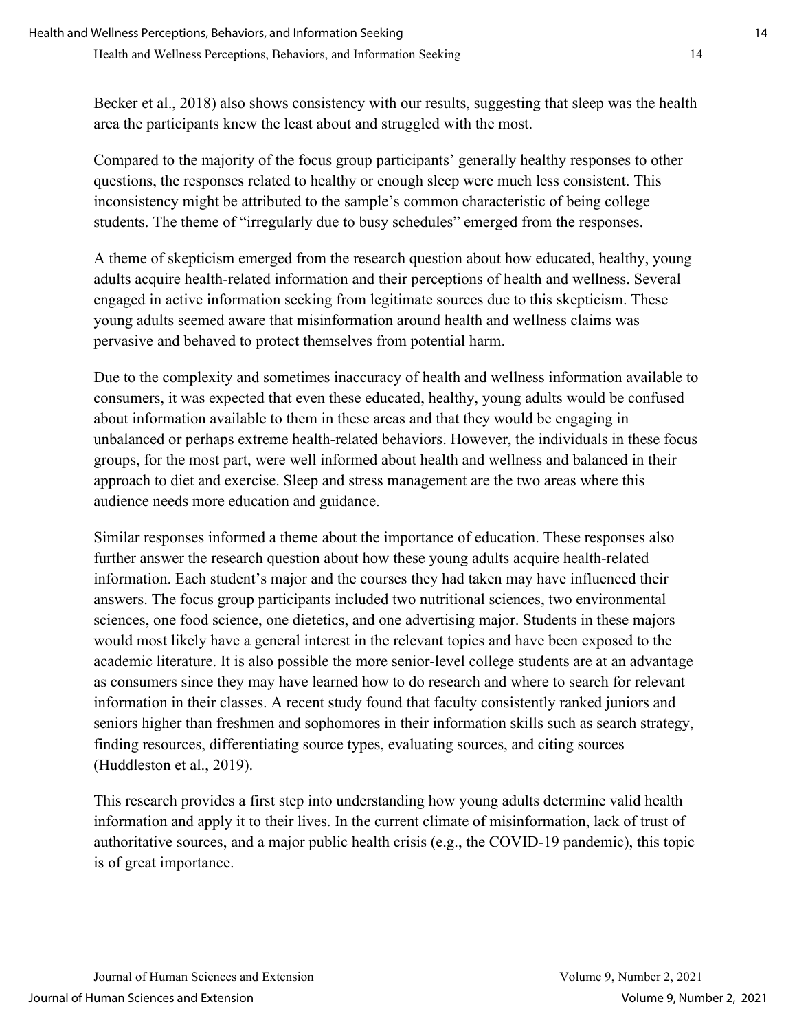Becker et al., 2018) also shows consistency with our results, suggesting that sleep was the health area the participants knew the least about and struggled with the most.

Compared to the majority of the focus group participants' generally healthy responses to other questions, the responses related to healthy or enough sleep were much less consistent. This inconsistency might be attributed to the sample's common characteristic of being college students. The theme of "irregularly due to busy schedules" emerged from the responses.

A theme of skepticism emerged from the research question about how educated, healthy, young adults acquire health-related information and their perceptions of health and wellness. Several engaged in active information seeking from legitimate sources due to this skepticism. These young adults seemed aware that misinformation around health and wellness claims was pervasive and behaved to protect themselves from potential harm.

Due to the complexity and sometimes inaccuracy of health and wellness information available to consumers, it was expected that even these educated, healthy, young adults would be confused about information available to them in these areas and that they would be engaging in unbalanced or perhaps extreme health-related behaviors. However, the individuals in these focus groups, for the most part, were well informed about health and wellness and balanced in their approach to diet and exercise. Sleep and stress management are the two areas where this audience needs more education and guidance.

Similar responses informed a theme about the importance of education. These responses also further answer the research question about how these young adults acquire health-related information. Each student's major and the courses they had taken may have influenced their answers. The focus group participants included two nutritional sciences, two environmental sciences, one food science, one dietetics, and one advertising major. Students in these majors would most likely have a general interest in the relevant topics and have been exposed to the academic literature. It is also possible the more senior-level college students are at an advantage as consumers since they may have learned how to do research and where to search for relevant information in their classes. A recent study found that faculty consistently ranked juniors and seniors higher than freshmen and sophomores in their information skills such as search strategy, finding resources, differentiating source types, evaluating sources, and citing sources (Huddleston et al., 2019).

This research provides a first step into understanding how young adults determine valid health information and apply it to their lives. In the current climate of misinformation, lack of trust of authoritative sources, and a major public health crisis (e.g., the COVID-19 pandemic), this topic is of great importance.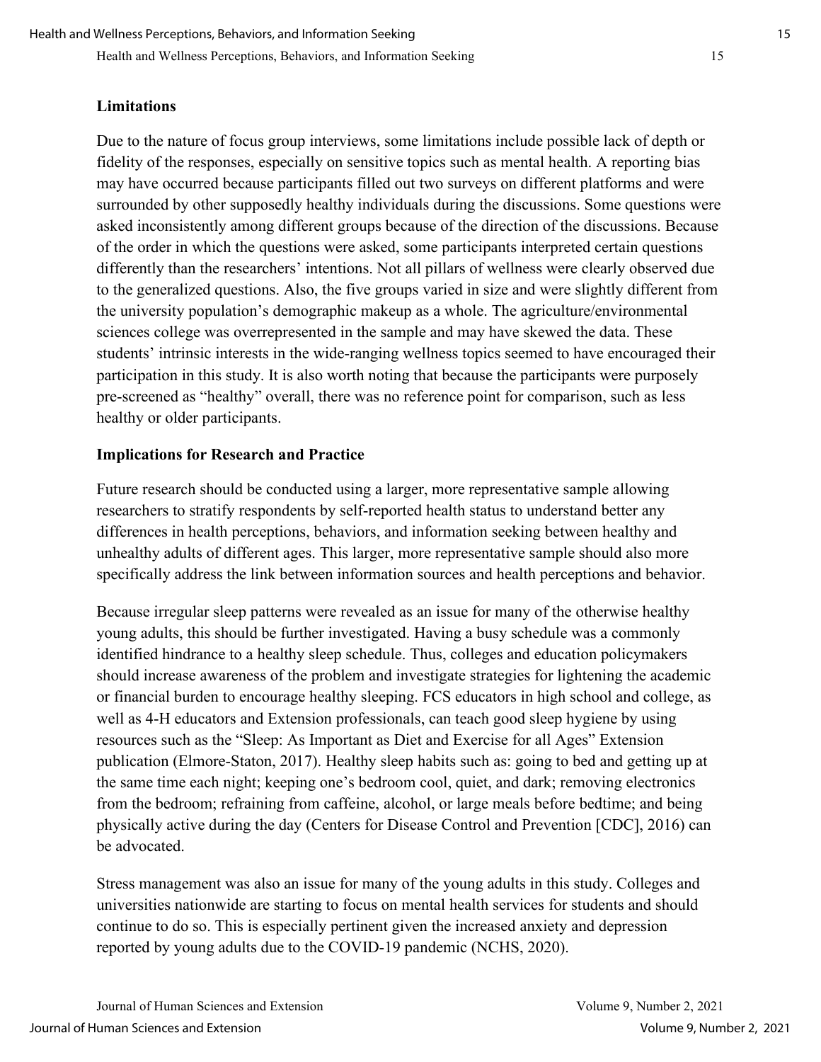## Limitations

Due to the nature of focus group interviews, some limitations include possible lack of depth or fidelity of the responses, especially on sensitive topics such as mental health. A reporting bias may have occurred because participants filled out two surveys on different platforms and were surrounded by other supposedly healthy individuals during the discussions. Some questions were asked inconsistently among different groups because of the direction of the discussions. Because of the order in which the questions were asked, some participants interpreted certain questions differently than the researchers' intentions. Not all pillars of wellness were clearly observed due to the generalized questions. Also, the five groups varied in size and were slightly different from the university population's demographic makeup as a whole. The agriculture/environmental sciences college was overrepresented in the sample and may have skewed the data. These students' intrinsic interests in the wide-ranging wellness topics seemed to have encouraged their participation in this study. It is also worth noting that because the participants were purposely pre-screened as "healthy" overall, there was no reference point for comparison, such as less healthy or older participants.

## Implications for Research and Practice

Future research should be conducted using a larger, more representative sample allowing researchers to stratify respondents by self-reported health status to understand better any differences in health perceptions, behaviors, and information seeking between healthy and unhealthy adults of different ages. This larger, more representative sample should also more specifically address the link between information sources and health perceptions and behavior.

Because irregular sleep patterns were revealed as an issue for many of the otherwise healthy young adults, this should be further investigated. Having a busy schedule was a commonly identified hindrance to a healthy sleep schedule. Thus, colleges and education policymakers should increase awareness of the problem and investigate strategies for lightening the academic or financial burden to encourage healthy sleeping. FCS educators in high school and college, as well as 4-H educators and Extension professionals, can teach good sleep hygiene by using resources such as the "Sleep: As Important as Diet and Exercise for all Ages" Extension publication (Elmore-Staton, 2017). Healthy sleep habits such as: going to bed and getting up at the same time each night; keeping one's bedroom cool, quiet, and dark; removing electronics from the bedroom; refraining from caffeine, alcohol, or large meals before bedtime; and being physically active during the day (Centers for Disease Control and Prevention [CDC], 2016) can be advocated.

Stress management was also an issue for many of the young adults in this study. Colleges and universities nationwide are starting to focus on mental health services for students and should continue to do so. This is especially pertinent given the increased anxiety and depression reported by young adults due to the COVID-19 pandemic (NCHS, 2020).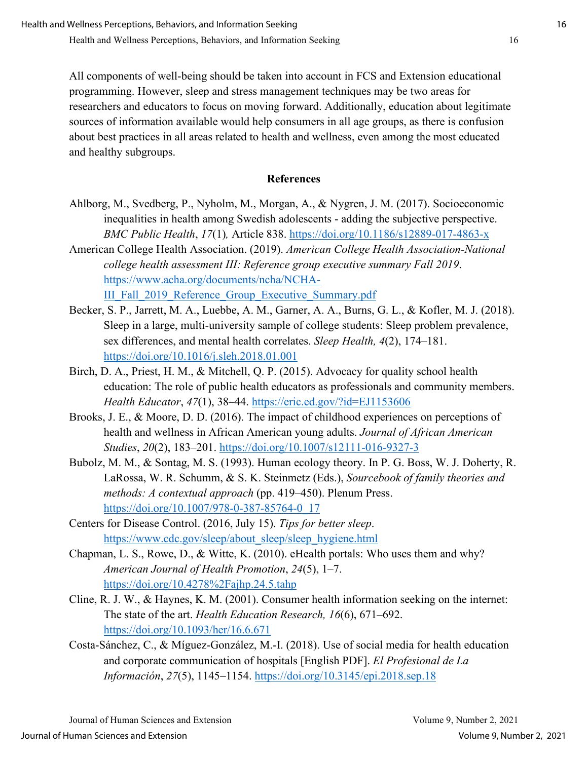All components of well-being should be taken into account in FCS and Extension educational programming. However, sleep and stress management techniques may be two areas for researchers and educators to focus on moving forward. Additionally, education about legitimate sources of information available would help consumers in all age groups, as there is confusion about best practices in all areas related to health and wellness, even among the most educated and healthy subgroups.

## References

Ahlborg, M., Svedberg, P., Nyholm, M., Morgan, A., & Nygren, J. M. (2017). Socioeconomic inequalities in health among Swedish adolescents - adding the subjective perspective. *BMC Public Health*, *17*(1)*,* Article 838. https://doi.org/10.1186/s12889-017-4863-x

American College Health Association. (2019). *American College Health Association-National college health assessment III: Reference group executive summary Fall 2019*. https://www.acha.org/documents/ncha/NCHA-III_Fall_2019_Reference_Group_Executive_Summary.pdf

Becker, S. P., Jarrett, M. A., Luebbe, A. M., Garner, A. A., Burns, G. L., & Kofler, M. J. (2018). Sleep in a large, multi-university sample of college students: Sleep problem prevalence, sex differences, and mental health correlates. *Sleep Health, 4*(2), 174–181. https://doi.org/10.1016/j.sleh.2018.01.001

Birch, D. A., Priest, H. M., & Mitchell, Q. P. (2015). Advocacy for quality school health education: The role of public health educators as professionals and community members. *Health Educator*, *47*(1), 38–44. https://eric.ed.gov/?id=EJ1153606

Brooks, J. E., & Moore, D. D. (2016). The impact of childhood experiences on perceptions of health and wellness in African American young adults. *Journal of African American Studies*, *20*(2), 183–201. https://doi.org/10.1007/s12111-016-9327-3

Bubolz, M. M., & Sontag, M. S. (1993). Human ecology theory. In P. G. Boss, W. J. Doherty, R. LaRossa, W. R. Schumm, & S. K. Steinmetz (Eds.), *Sourcebook of family theories and methods: A contextual approach* (pp. 419–450). Plenum Press. https://doi.org/10.1007/978-0-387-85764-0_17

Centers for Disease Control. (2016, July 15). *Tips for better sleep*. https://www.cdc.gov/sleep/about_sleep/sleep_hygiene.html

Chapman, L. S., Rowe, D., & Witte, K. (2010). eHealth portals: Who uses them and why? *American Journal of Health Promotion*, *24*(5), 1–7. https://doi.org/10.4278%2Fajhp.24.5.tahp

Cline, R. J. W., & Haynes, K. M. (2001). Consumer health information seeking on the internet: The state of the art. *Health Education Research, 16*(6), 671–692. https://doi.org/10.1093/her/16.6.671

Costa-Sánchez, C., & Míguez-González, M.-I. (2018). Use of social media for health education and corporate communication of hospitals [English PDF]. *El Profesional de La Información*, *27*(5), 1145–1154. https://doi.org/10.3145/epi.2018.sep.18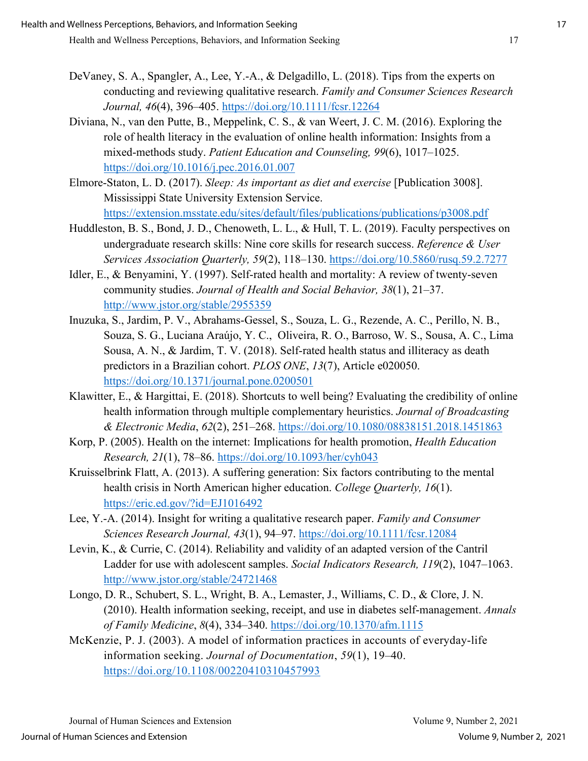DeVaney, S. A., Spangler, A., Lee, Y.-A., & Delgadillo, L. (2018). Tips from the experts on conducting and reviewing qualitative research. *Family and Consumer Sciences Research Journal, 46*(4), 396–405. https://doi.org/10.1111/fcsr.12264

Diviana, N., van den Putte, B., Meppelink, C. S., & van Weert, J. C. M. (2016). Exploring the role of health literacy in the evaluation of online health information: Insights from a mixed-methods study. *Patient Education and Counseling, 99*(6), 1017–1025. https://doi.org/10.1016/j.pec.2016.01.007

Elmore-Staton, L. D. (2017). *Sleep: As important as diet and exercise* [Publication 3008]. Mississippi State University Extension Service. https://extension.msstate.edu/sites/default/files/publications/publications/p3008.pdf

Huddleston, B. S., Bond, J. D., Chenoweth, L. L., & Hull, T. L. (2019). Faculty perspectives on undergraduate research skills: Nine core skills for research success. *Reference & User Services Association Quarterly, 59*(2), 118–130. https://doi.org/10.5860/rusq.59.2.7277

Idler, E., & Benyamini, Y. (1997). Self-rated health and mortality: A review of twenty-seven community studies. *Journal of Health and Social Behavior, 38*(1), 21–37. http://www.jstor.org/stable/2955359

Inuzuka, S., Jardim, P. V., Abrahams-Gessel, S., Souza, L. G., Rezende, A. C., Perillo, N. B., Souza, S. G., Luciana Araújo, Y. C., Oliveira, R. O., Barroso, W. S., Sousa, A. C., Lima Sousa, A. N., & Jardim, T. V. (2018). Self-rated health status and illiteracy as death predictors in a Brazilian cohort. *PLOS ONE*, *13*(7), Article e020050. https://doi.org/10.1371/journal.pone.0200501

Klawitter, E., & Hargittai, E. (2018). Shortcuts to well being? Evaluating the credibility of online health information through multiple complementary heuristics. *Journal of Broadcasting & Electronic Media*, *62*(2), 251–268. https://doi.org/10.1080/08838151.2018.1451863

Korp, P. (2005). Health on the internet: Implications for health promotion, *Health Education Research, 21*(1), 78–86. https://doi.org/10.1093/her/cyh043

Kruisselbrink Flatt, A. (2013). A suffering generation: Six factors contributing to the mental health crisis in North American higher education. *College Quarterly, 16*(1). https://eric.ed.gov/?id=EJ1016492

Lee, Y.-A. (2014). Insight for writing a qualitative research paper. *Family and Consumer Sciences Research Journal, 43*(1), 94–97. https://doi.org/10.1111/fcsr.12084

Levin, K., & Currie, C. (2014). Reliability and validity of an adapted version of the Cantril Ladder for use with adolescent samples. *Social Indicators Research, 119*(2), 1047–1063. http://www.jstor.org/stable/24721468

Longo, D. R., Schubert, S. L., Wright, B. A., Lemaster, J., Williams, C. D., & Clore, J. N. (2010). Health information seeking, receipt, and use in diabetes self-management. *Annals of Family Medicine*, *8*(4), 334–340. https://doi.org/10.1370/afm.1115

McKenzie, P. J. (2003). A model of information practices in accounts of everyday-life information seeking. *Journal of Documentation*, *59*(1), 19–40. https://doi.org/10.1108/00220410310457993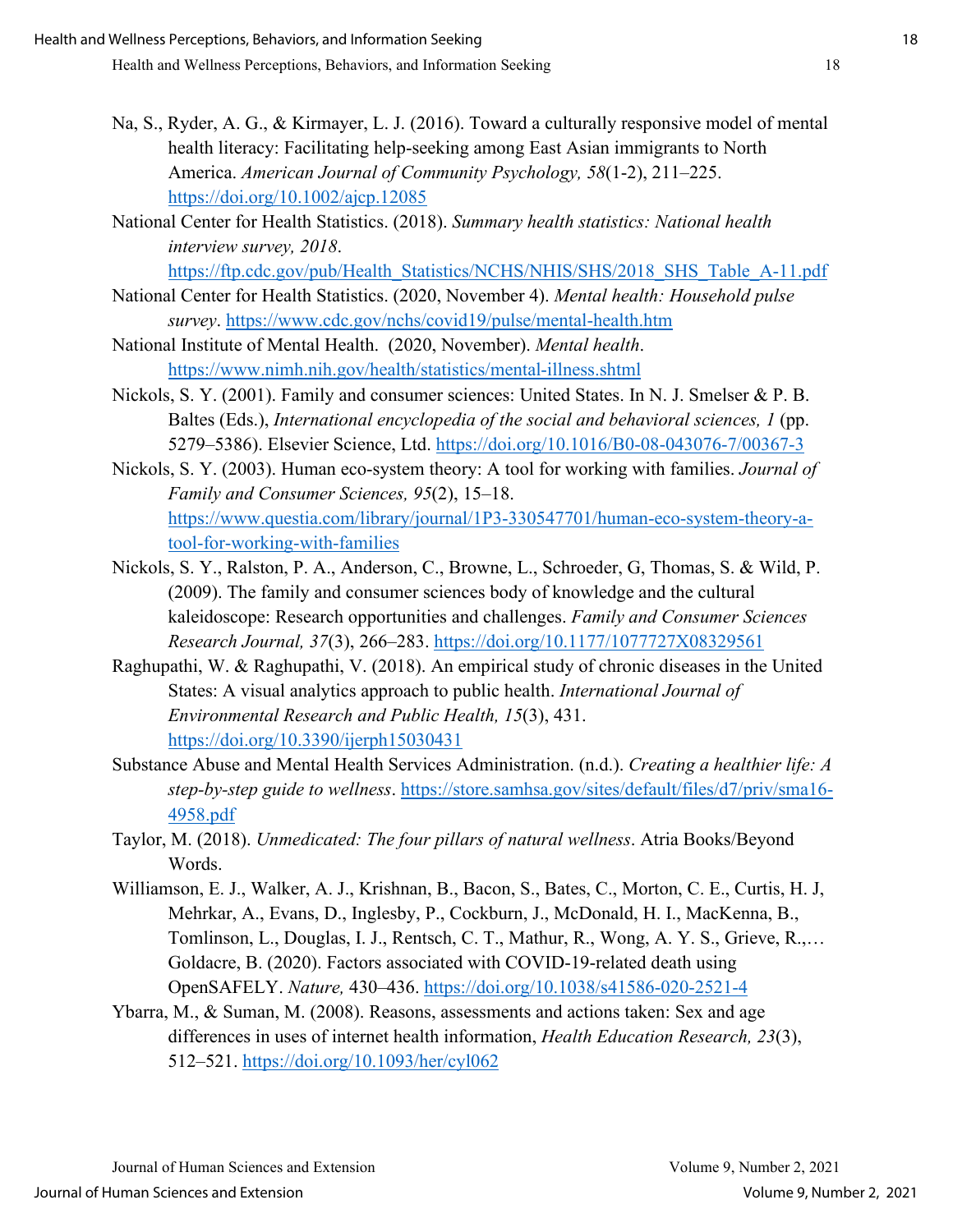Na, S., Ryder, A. G., & Kirmayer, L. J. (2016). Toward a culturally responsive model of mental health literacy: Facilitating help-seeking among East Asian immigrants to North America. *American Journal of Community Psychology, 58*(1-2), 211–225. https://doi.org/10.1002/ajcp.12085

National Center for Health Statistics. (2018). *Summary health statistics: National health interview survey, 2018*. https://ftp.cdc.gov/pub/Health_Statistics/NCHS/NHIS/SHS/2018_SHS_Table_A-11.pdf

National Center for Health Statistics. (2020, November 4). *Mental health: Household pulse survey*. https://www.cdc.gov/nchs/covid19/pulse/mental-health.htm

National Institute of Mental Health. (2020, November). *Mental health*. https://www.nimh.nih.gov/health/statistics/mental-illness.shtml

Nickols, S. Y. (2001). Family and consumer sciences: United States. In N. J. Smelser & P. B. Baltes (Eds.), *International encyclopedia of the social and behavioral sciences, 1* (pp. 5279–5386). Elsevier Science, Ltd. https://doi.org/10.1016/B0-08-043076-7/00367-3

Nickols, S. Y. (2003). Human eco-system theory: A tool for working with families. *Journal of Family and Consumer Sciences, 95*(2), 15–18. https://www.questia.com/library/journal/1P3-330547701/human-eco-system-theory-a-tool-for-working-with-families

Nickols, S. Y., Ralston, P. A., Anderson, C., Browne, L., Schroeder, G, Thomas, S. & Wild, P. (2009). The family and consumer sciences body of knowledge and the cultural kaleidoscope: Research opportunities and challenges. *Family and Consumer Sciences Research Journal, 37*(3), 266–283. https://doi.org/10.1177/1077727X08329561

Raghupathi, W. & Raghupathi, V. (2018). An empirical study of chronic diseases in the United States: A visual analytics approach to public health. *International Journal of Environmental Research and Public Health, 15*(3), 431. https://doi.org/10.3390/ijerph15030431

Substance Abuse and Mental Health Services Administration. (n.d.). *Creating a healthier life: A step-by-step guide to wellness*. https://store.samhsa.gov/sites/default/files/d7/priv/sma16-4958.pdf

Taylor, M. (2018). *Unmedicated: The four pillars of natural wellness*. Atria Books/Beyond Words.

Williamson, E. J., Walker, A. J., Krishnan, B., Bacon, S., Bates, C., Morton, C. E., Curtis, H. J, Mehrkar, A., Evans, D., Inglesby, P., Cockburn, J., McDonald, H. I., MacKenna, B., Tomlinson, L., Douglas, I. J., Rentsch, C. T., Mathur, R., Wong, A. Y. S., Grieve, R.,… Goldacre, B. (2020). Factors associated with COVID-19-related death using OpenSAFELY. *Nature,* 430–436. https://doi.org/10.1038/s41586-020-2521-4

Ybarra, M., & Suman, M. (2008). Reasons, assessments and actions taken: Sex and age differences in uses of internet health information, *Health Education Research, 23*(3), 512–521. https://doi.org/10.1093/her/cyl062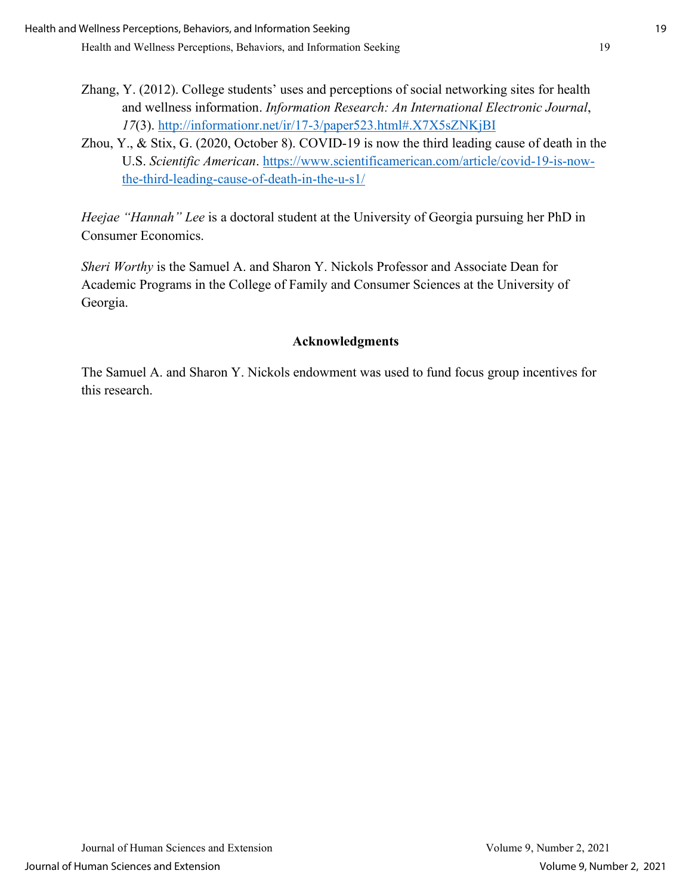Zhang, Y. (2012). College students' uses and perceptions of social networking sites for health and wellness information. *Information Research: An International Electronic Journal*, *17*(3). http://informationr.net/ir/17-3/paper523.html#.X7X5sZNKjBI

Zhou, Y., & Stix, G. (2020, October 8). COVID-19 is now the third leading cause of death in the U.S. *Scientific American*. https://www.scientificamerican.com/article/covid-19-is-now-the-third-leading-cause-of-death-in-the-u-s1/

*Heejae "Hannah" Lee* is a doctoral student at the University of Georgia pursuing her PhD in Consumer Economics.

*Sheri Worthy* is the Samuel A. and Sharon Y. Nickols Professor and Associate Dean for Academic Programs in the College of Family and Consumer Sciences at the University of Georgia.

## Acknowledgments

The Samuel A. and Sharon Y. Nickols endowment was used to fund focus group incentives for this research.